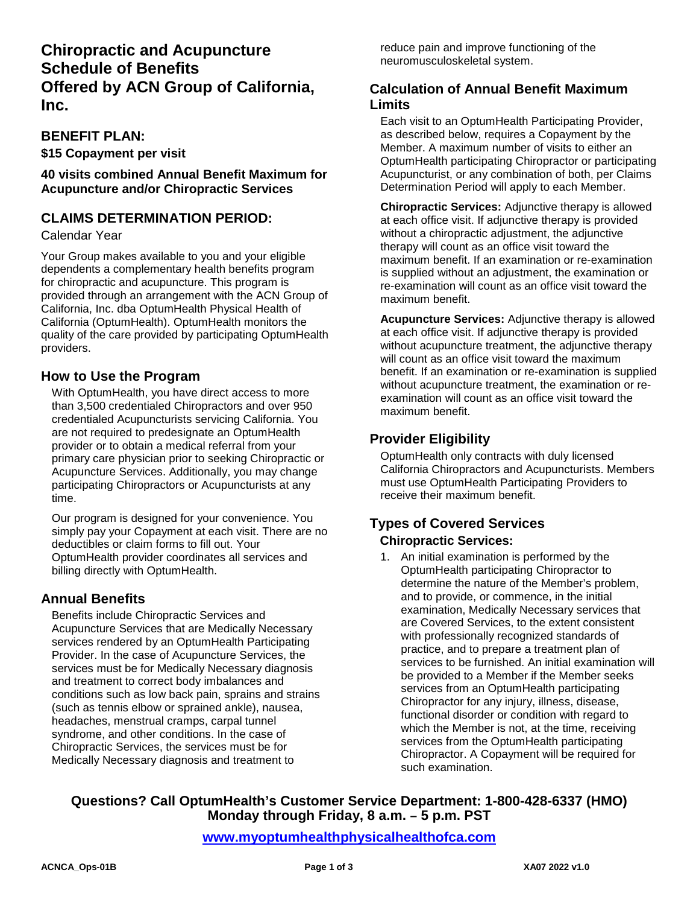# Chiropractic and Acupuncture Schedule of Benefits Offered by ACN Group of California, Inc.

## BENEFIT PLAN:

**$15 Copayment per visit**

**40 visits combined Annual Benefit Maximum for Acupuncture and/or Chiropractic Services**

## CLAIMS DETERMINATION PERIOD:

Calendar Year

Your Group makes available to you and your eligible dependents a complementary health benefits program for chiropractic and acupuncture. This program is provided through an arrangement with the ACN Group of California, Inc. dba OptumHealth Physical Health of California (OptumHealth). OptumHealth monitors the quality of the care provided by participating OptumHealth providers.

## How to Use the Program

With OptumHealth, you have direct access to more than 3,500 credentialed Chiropractors and over 950 credentialed Acupuncturists servicing California. You are not required to predesignate an OptumHealth provider or to obtain a medical referral from your primary care physician prior to seeking Chiropractic or Acupuncture Services. Additionally, you may change participating Chiropractors or Acupuncturists at any time.

Our program is designed for your convenience. You simply pay your Copayment at each visit. There are no deductibles or claim forms to fill out. Your OptumHealth provider coordinates all services and billing directly with OptumHealth.

## Annual Benefits

Benefits include Chiropractic Services and Acupuncture Services that are Medically Necessary services rendered by an OptumHealth Participating Provider. In the case of Acupuncture Services, the services must be for Medically Necessary diagnosis and treatment to correct body imbalances and conditions such as low back pain, sprains and strains (such as tennis elbow or sprained ankle), nausea, headaches, menstrual cramps, carpal tunnel syndrome, and other conditions. In the case of Chiropractic Services, the services must be for Medically Necessary diagnosis and treatment to reduce pain and improve functioning of the neuromusculoskeletal system.

## Calculation of Annual Benefit Maximum Limits

Each visit to an OptumHealth Participating Provider, as described below, requires a Copayment by the Member. A maximum number of visits to either an OptumHealth participating Chiropractor or participating Acupuncturist, or any combination of both, per Claims Determination Period will apply to each Member.

**Chiropractic Services:** Adjunctive therapy is allowed at each office visit. If adjunctive therapy is provided without a chiropractic adjustment, the adjunctive therapy will count as an office visit toward the maximum benefit. If an examination or re-examination is supplied without an adjustment, the examination or re-examination will count as an office visit toward the maximum benefit.

**Acupuncture Services:** Adjunctive therapy is allowed at each office visit. If adjunctive therapy is provided without acupuncture treatment, the adjunctive therapy will count as an office visit toward the maximum benefit. If an examination or re-examination is supplied without acupuncture treatment, the examination or re-examination will count as an office visit toward the maximum benefit.

## Provider Eligibility

OptumHealth only contracts with duly licensed California Chiropractors and Acupuncturists. Members must use OptumHealth Participating Providers to receive their maximum benefit.

## Types of Covered Services

### Chiropractic Services:

1. An initial examination is performed by the OptumHealth participating Chiropractor to determine the nature of the Member's problem, and to provide, or commence, in the initial examination, Medically Necessary services that are Covered Services, to the extent consistent with professionally recognized standards of practice, and to prepare a treatment plan of services to be furnished. An initial examination will be provided to a Member if the Member seeks services from an OptumHealth participating Chiropractor for any injury, illness, disease, functional disorder or condition with regard to which the Member is not, at the time, receiving services from the OptumHealth participating Chiropractor. A Copayment will be required for such examination.

**Questions? Call OptumHealth's Customer Service Department: 1-800-428-6337 (HMO) Monday through Friday, 8 a.m. – 5 p.m. PST**

**www.myoptumhealthphysicalhealthofca.com**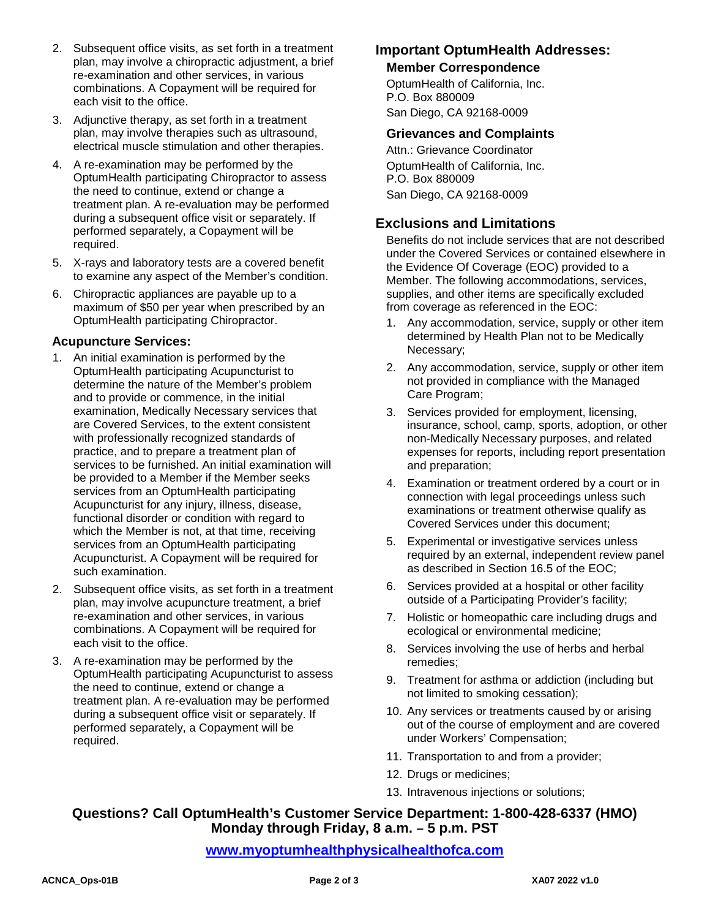2. Subsequent office visits, as set forth in a treatment plan, may involve a chiropractic adjustment, a brief re-examination and other services, in various combinations. A Copayment will be required for each visit to the office.
3. Adjunctive therapy, as set forth in a treatment plan, may involve therapies such as ultrasound, electrical muscle stimulation and other therapies.
4. A re-examination may be performed by the OptumHealth participating Chiropractor to assess the need to continue, extend or change a treatment plan. A re-evaluation may be performed during a subsequent office visit or separately. If performed separately, a Copayment will be required.
5. X-rays and laboratory tests are a covered benefit to examine any aspect of the Member's condition.
6. Chiropractic appliances are payable up to a maximum of $50 per year when prescribed by an OptumHealth participating Chiropractor.

### Acupuncture Services:

1. An initial examination is performed by the OptumHealth participating Acupuncturist to determine the nature of the Member's problem and to provide or commence, in the initial examination, Medically Necessary services that are Covered Services, to the extent consistent with professionally recognized standards of practice, and to prepare a treatment plan of services to be furnished. An initial examination will be provided to a Member if the Member seeks services from an OptumHealth participating Acupuncturist for any injury, illness, disease, functional disorder or condition with regard to which the Member is not, at that time, receiving services from an OptumHealth participating Acupuncturist. A Copayment will be required for such examination.
2. Subsequent office visits, as set forth in a treatment plan, may involve acupuncture treatment, a brief re-examination and other services, in various combinations. A Copayment will be required for each visit to the office.
3. A re-examination may be performed by the OptumHealth participating Acupuncturist to assess the need to continue, extend or change a treatment plan. A re-evaluation may be performed during a subsequent office visit or separately. If performed separately, a Copayment will be required.

## Important OptumHealth Addresses:

### Member Correspondence

OptumHealth of California, Inc.
P.O. Box 880009
San Diego, CA 92168-0009

### Grievances and Complaints

Attn.: Grievance Coordinator
OptumHealth of California, Inc.
P.O. Box 880009
San Diego, CA 92168-0009

## Exclusions and Limitations

Benefits do not include services that are not described under the Covered Services or contained elsewhere in the Evidence Of Coverage (EOC) provided to a Member. The following accommodations, services, supplies, and other items are specifically excluded from coverage as referenced in the EOC:

1. Any accommodation, service, supply or other item determined by Health Plan not to be Medically Necessary;
2. Any accommodation, service, supply or other item not provided in compliance with the Managed Care Program;
3. Services provided for employment, licensing, insurance, school, camp, sports, adoption, or other non-Medically Necessary purposes, and related expenses for reports, including report presentation and preparation;
4. Examination or treatment ordered by a court or in connection with legal proceedings unless such examinations or treatment otherwise qualify as Covered Services under this document;
5. Experimental or investigative services unless required by an external, independent review panel as described in Section 16.5 of the EOC;
6. Services provided at a hospital or other facility outside of a Participating Provider's facility;
7. Holistic or homeopathic care including drugs and ecological or environmental medicine;
8. Services involving the use of herbs and herbal remedies;
9. Treatment for asthma or addiction (including but not limited to smoking cessation);
10. Any services or treatments caused by or arising out of the course of employment and are covered under Workers' Compensation;
11. Transportation to and from a provider;
12. Drugs or medicines;
13. Intravenous injections or solutions;

**Questions? Call OptumHealth's Customer Service Department: 1-800-428-6337 (HMO)**
**Monday through Friday, 8 a.m. – 5 p.m. PST**

**www.myoptumhealthphysicalhealthofca.com**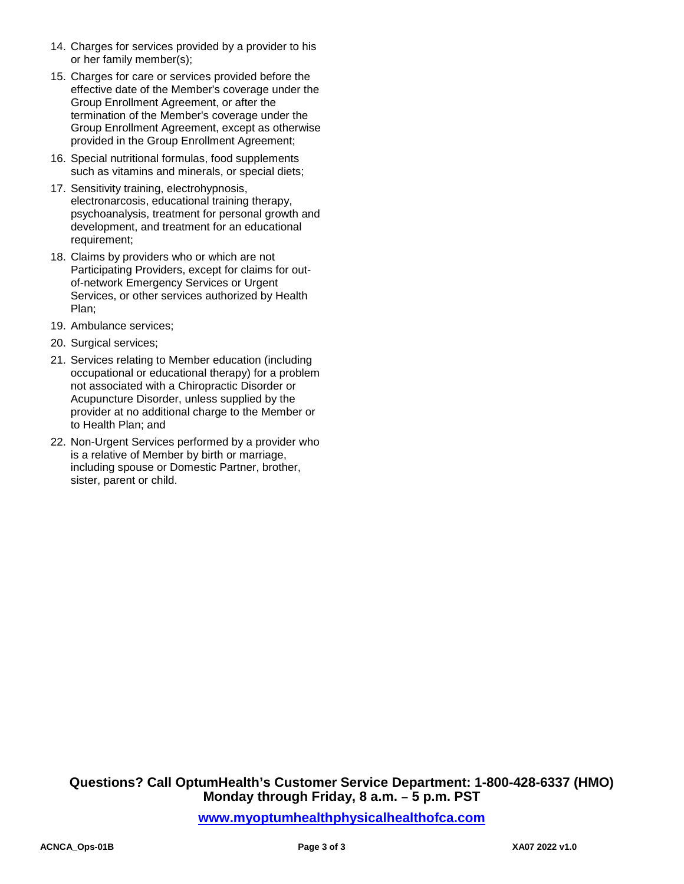14. Charges for services provided by a provider to his or her family member(s);
15. Charges for care or services provided before the effective date of the Member's coverage under the Group Enrollment Agreement, or after the termination of the Member's coverage under the Group Enrollment Agreement, except as otherwise provided in the Group Enrollment Agreement;
16. Special nutritional formulas, food supplements such as vitamins and minerals, or special diets;
17. Sensitivity training, electrohypnosis, electronarcosis, educational training therapy, psychoanalysis, treatment for personal growth and development, and treatment for an educational requirement;
18. Claims by providers who or which are not Participating Providers, except for claims for out-of-network Emergency Services or Urgent Services, or other services authorized by Health Plan;
19. Ambulance services;
20. Surgical services;
21. Services relating to Member education (including occupational or educational therapy) for a problem not associated with a Chiropractic Disorder or Acupuncture Disorder, unless supplied by the provider at no additional charge to the Member or to Health Plan; and
22. Non-Urgent Services performed by a provider who is a relative of Member by birth or marriage, including spouse or Domestic Partner, brother, sister, parent or child.

**Questions? Call OptumHealth's Customer Service Department: 1-800-428-6337 (HMO)**
**Monday through Friday, 8 a.m. – 5 p.m. PST**

**www.myoptumhealthphysicalhealthofca.com**

ACNCA_Ops-01B XA07 2022 v1.0